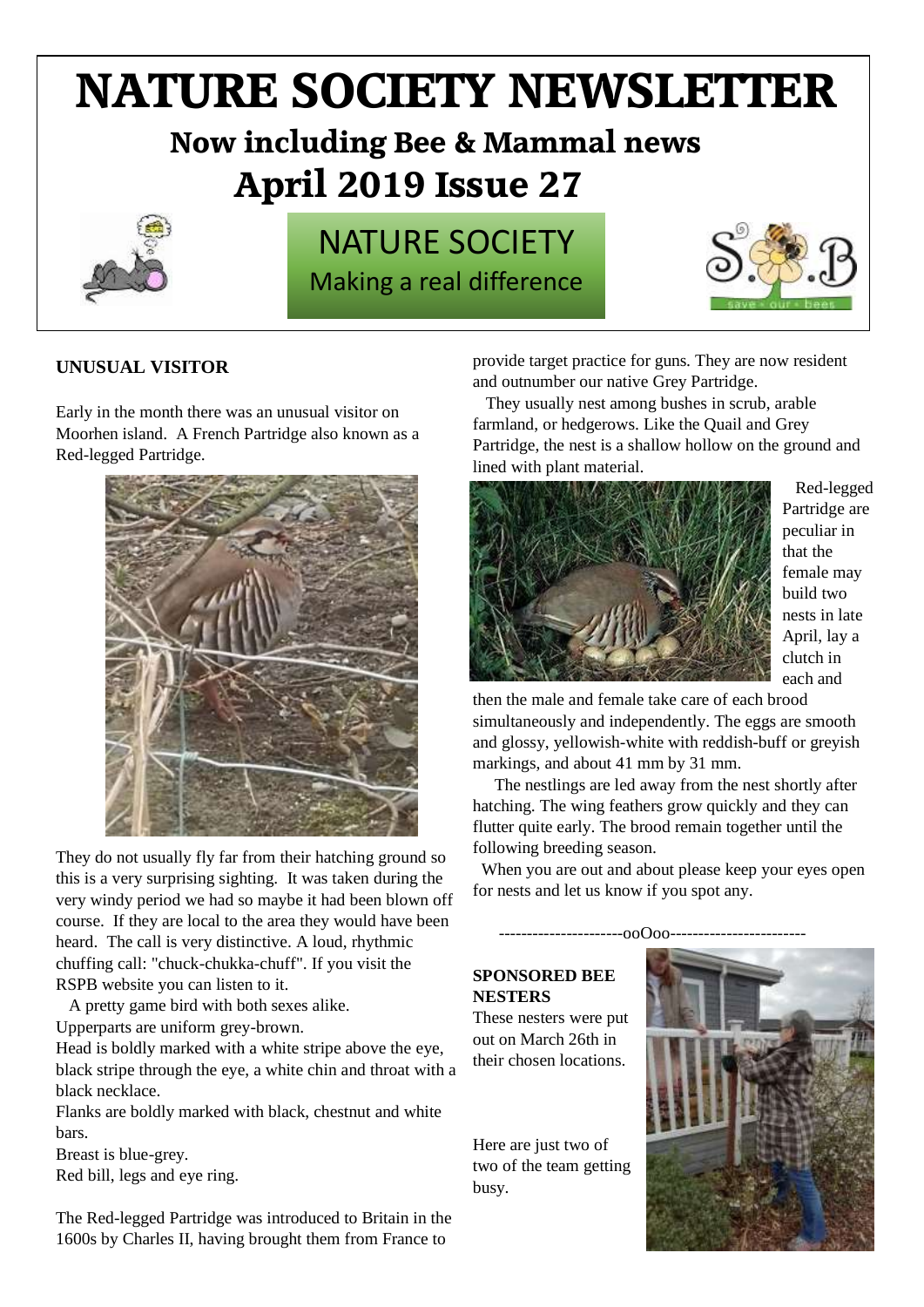# NATURE SOCIETY NEWSLETTER

## Now including Bee & Mammal news

## April 2019 Issue 27

NATURE SOCIETY
Making a real difference

### UNUSUAL VISITOR

Early in the month there was an unusual visitor on Moorhen island. A French Partridge also known as a Red-legged Partridge.

They do not usually fly far from their hatching ground so this is a very surprising sighting. It was taken during the very windy period we had so maybe it had been blown off course. If they are local to the area they would have been heard. The call is very distinctive. A loud, rhythmic chuffing call: "chuck-chukka-chuff". If you visit the RSPB website you can listen to it.

A pretty game bird with both sexes alike.
Upperparts are uniform grey-brown.
Head is boldly marked with a white stripe above the eye, black stripe through the eye, a white chin and throat with a black necklace.
Flanks are boldly marked with black, chestnut and white bars.
Breast is blue-grey.
Red bill, legs and eye ring.

The Red-legged Partridge was introduced to Britain in the 1600s by Charles II, having brought them from France to provide target practice for guns. They are now resident and outnumber our native Grey Partridge.

They usually nest among bushes in scrub, arable farmland, or hedgerows. Like the Quail and Grey Partridge, the nest is a shallow hollow on the ground and lined with plant material.

Red-legged Partridge are peculiar in that the female may build two nests in late April, lay a clutch in each and then the male and female take care of each brood simultaneously and independently. The eggs are smooth and glossy, yellowish-white with reddish-buff or greyish markings, and about 41 mm by 31 mm.

The nestlings are led away from the nest shortly after hatching. The wing feathers grow quickly and they can flutter quite early. The brood remain together until the following breeding season.

When you are out and about please keep your eyes open for nests and let us know if you spot any.

----------------------ooOoo------------------------

### SPONSORED BEE NESTERS

These nesters were put out on March 26th in their chosen locations.

Here are just two of two of the team getting busy.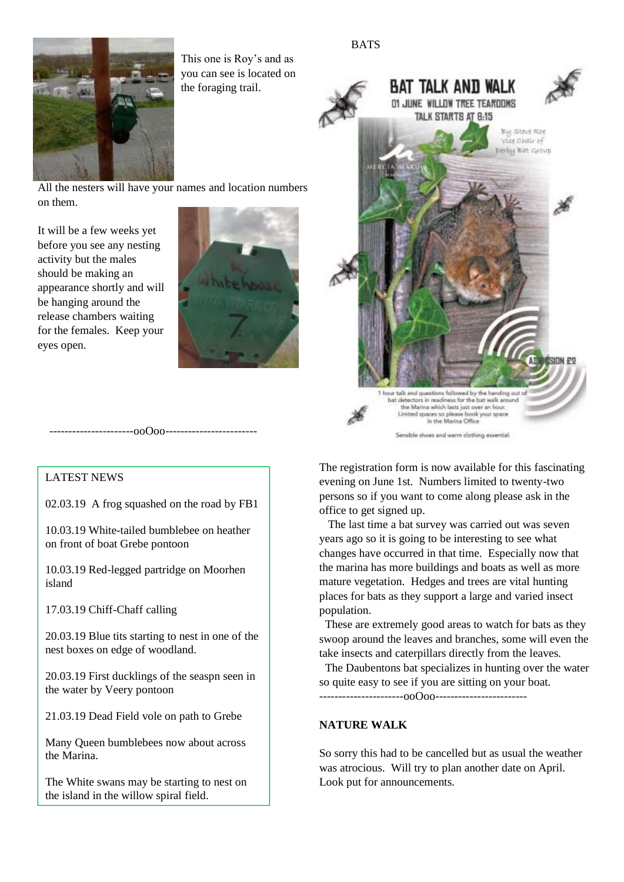This one is Roy's and as you can see is located on the foraging trail.

All the nesters will have your names and location numbers on them.

It will be a few weeks yet before you see any nesting activity but the males should be making an appearance shortly and will be hanging around the release chambers waiting for the females. Keep your eyes open.

----------------------ooOoo-----------------------

## LATEST NEWS

02.03.19 A frog squashed on the road by FB1

10.03.19 White-tailed bumblebee on heather on front of boat Grebe pontoon

10.03.19 Red-legged partridge on Moorhen island

17.03.19 Chiff-Chaff calling

20.03.19 Blue tits starting to nest in one of the nest boxes on edge of woodland.

20.03.19 First ducklings of the seaspn seen in the water by Veery pontoon

21.03.19 Dead Field vole on path to Grebe

Many Queen bumblebees now about across the Marina.

The White swans may be starting to nest on the island in the willow spiral field.

## BATS

**BAT TALK AND WALK**
01 JUNE WILLOW TREE TEAROOMS
TALK STARTS AT 8:15

By Steve Roe
Vice Chair of
Derby Bat Group

ADMISSION £2

1 hour talk and questions followed by the handing out of bat detectors in readiness for the bat walk around the Marina which lasts just over an hour. Limited spaces so please book your space in the Marina Office

Sensible shoes and warm clothing essential.

The registration form is now available for this fascinating evening on June 1st. Numbers limited to twenty-two persons so if you want to come along please ask in the office to get signed up.

The last time a bat survey was carried out was seven years ago so it is going to be interesting to see what changes have occurred in that time. Especially now that the marina has more buildings and boats as well as more mature vegetation. Hedges and trees are vital hunting places for bats as they support a large and varied insect population.

These are extremely good areas to watch for bats as they swoop around the leaves and branches, some will even the take insects and caterpillars directly from the leaves.

The Daubentons bat specializes in hunting over the water so quite easy to see if you are sitting on your boat.

----------------------ooOoo-----------------------

## NATURE WALK

So sorry this had to be cancelled but as usual the weather was atrocious. Will try to plan another date on April. Look put for announcements.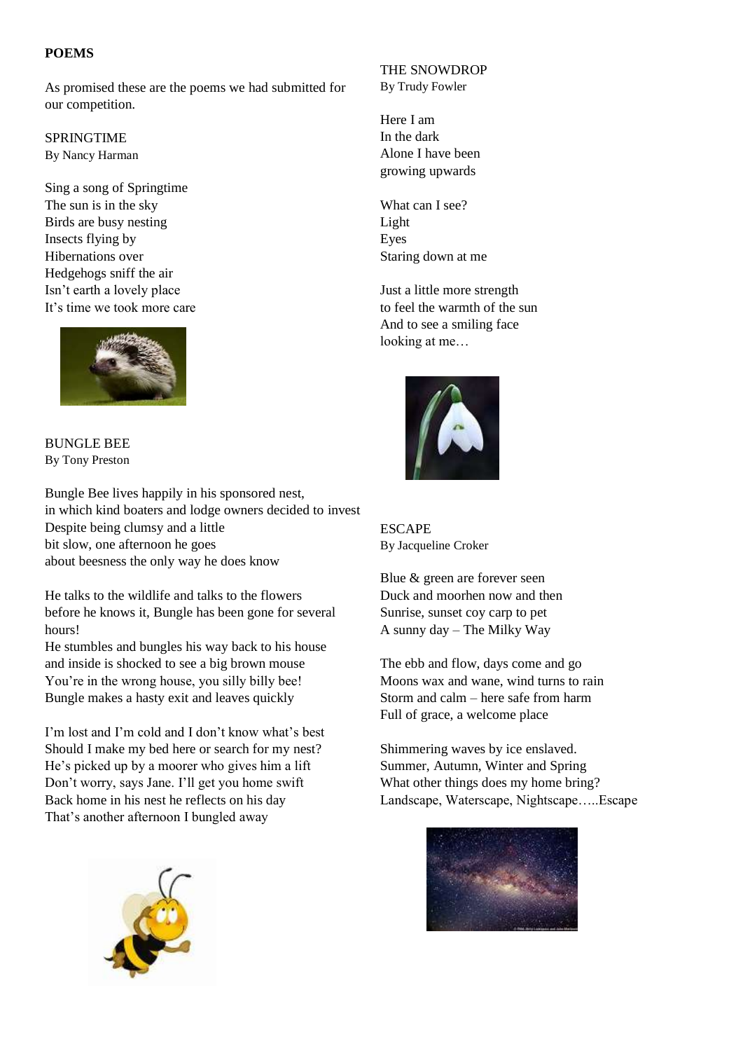## POEMS

As promised these are the poems we had submitted for our competition.

### SPRINGTIME
By Nancy Harman

Sing a song of Springtime
The sun is in the sky
Birds are busy nesting
Insects flying by
Hibernations over
Hedgehogs sniff the air
Isn't earth a lovely place
It's time we took more care

### BUNGLE BEE
By Tony Preston

Bungle Bee lives happily in his sponsored nest,
in which kind boaters and lodge owners decided to invest
Despite being clumsy and a little
bit slow, one afternoon he goes
about beesness the only way he does know

He talks to the wildlife and talks to the flowers
before he knows it, Bungle has been gone for several hours!
He stumbles and bungles his way back to his house
and inside is shocked to see a big brown mouse
You're in the wrong house, you silly billy bee!
Bungle makes a hasty exit and leaves quickly

I'm lost and I'm cold and I don't know what's best
Should I make my bed here or search for my nest?
He's picked up by a moorer who gives him a lift
Don't worry, says Jane. I'll get you home swift
Back home in his nest he reflects on his day
That's another afternoon I bungled away

### THE SNOWDROP
By Trudy Fowler

Here I am
In the dark
Alone I have been
growing upwards

What can I see?
Light
Eyes
Staring down at me

Just a little more strength
to feel the warmth of the sun
And to see a smiling face
looking at me…

### ESCAPE
By Jacqueline Croker

Blue & green are forever seen
Duck and moorhen now and then
Sunrise, sunset coy carp to pet
A sunny day – The Milky Way

The ebb and flow, days come and go
Moons wax and wane, wind turns to rain
Storm and calm – here safe from harm
Full of grace, a welcome place

Shimmering waves by ice enslaved.
Summer, Autumn, Winter and Spring
What other things does my home bring?
Landscape, Waterscape, Nightscape…..Escape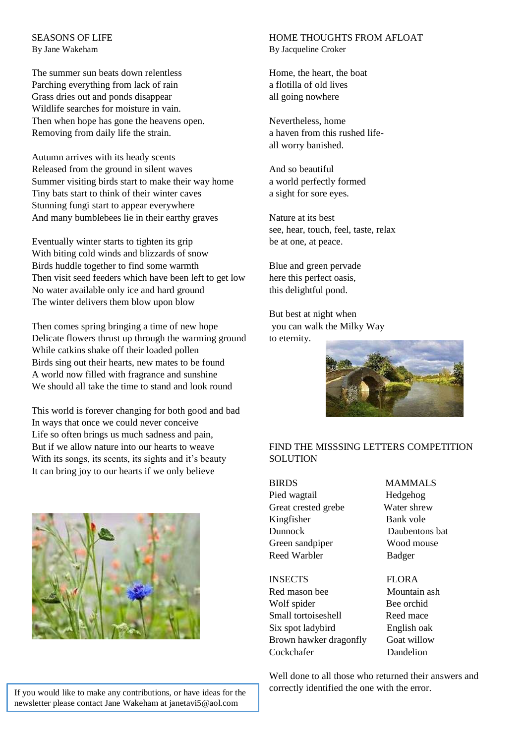## SEASONS OF LIFE

By Jane Wakeham

The summer sun beats down relentless
Parching everything from lack of rain
Grass dries out and ponds disappear
Wildlife searches for moisture in vain.
Then when hope has gone the heavens open.
Removing from daily life the strain.

Autumn arrives with its heady scents
Released from the ground in silent waves
Summer visiting birds start to make their way home
Tiny bats start to think of their winter caves
Stunning fungi start to appear everywhere
And many bumblebees lie in their earthy graves

Eventually winter starts to tighten its grip
With biting cold winds and blizzards of snow
Birds huddle together to find some warmth
Then visit seed feeders which have been left to get low
No water available only ice and hard ground
The winter delivers them blow upon blow

Then comes spring bringing a time of new hope
Delicate flowers thrust up through the warming ground
While catkins shake off their loaded pollen
Birds sing out their hearts, new mates to be found
A world now filled with fragrance and sunshine
We should all take the time to stand and look round

This world is forever changing for both good and bad
In ways that once we could never conceive
Life so often brings us much sadness and pain,
But if we allow nature into our hearts to weave
With its songs, its scents, its sights and it's beauty
It can bring joy to our hearts if we only believe

If you would like to make any contributions, or have ideas for the newsletter please contact Jane Wakeham at janetavi5@aol.com

## HOME THOUGHTS FROM AFLOAT

By Jacqueline Croker

Home, the heart, the boat
a flotilla of old lives
all going nowhere

Nevertheless, home
a haven from this rushed life-
all worry banished.

And so beautiful
a world perfectly formed
a sight for sore eyes.

Nature at its best
see, hear, touch, feel, taste, relax
be at one, at peace.

Blue and green pervade
here this perfect oasis,
this delightful pond.

But best at night when
you can walk the Milky Way
to eternity.

## FIND THE MISSSING LETTERS COMPETITION SOLUTION

| BIRDS | MAMMALS |
|---|---|
| Pied wagtail | Hedgehog |
| Great crested grebe | Water shrew |
| Kingfisher | Bank vole |
| Dunnock | Daubentons bat |
| Green sandpiper | Wood mouse |
| Reed Warbler | Badger |

| INSECTS | FLORA |
|---|---|
| Red mason bee | Mountain ash |
| Wolf spider | Bee orchid |
| Small tortoiseshell | Reed mace |
| Six spot ladybird | English oak |
| Brown hawker dragonfly | Goat willow |
| Cockchafer | Dandelion |

Well done to all those who returned their answers and correctly identified the one with the error.